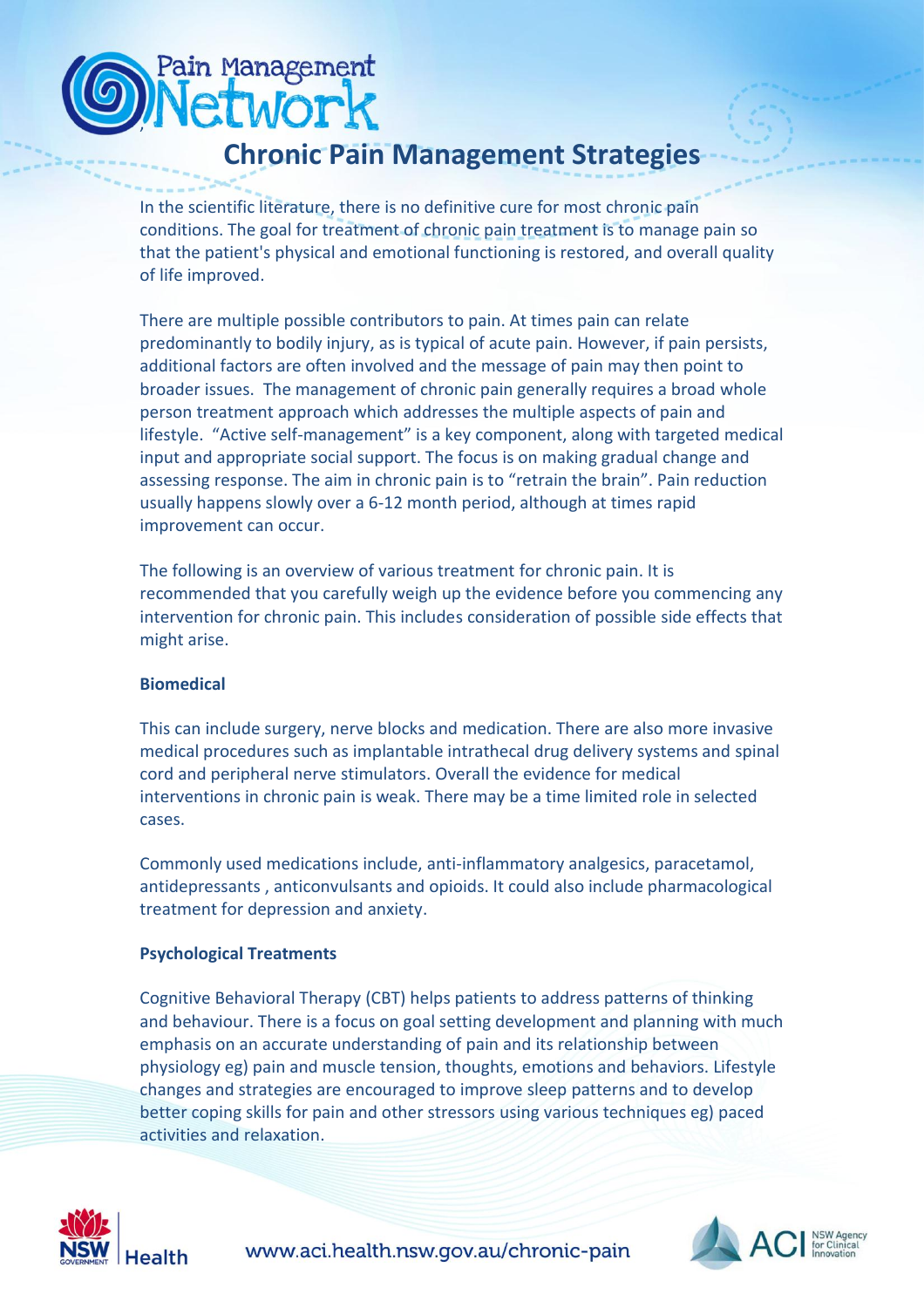# Chronic Pain Management Strategies

In the scientific literature, there is no definitive cure for most chronic pain conditions. The goal for treatment of chronic pain treatment is to manage pain so that the patient's physical and emotional functioning is restored, and overall quality of life improved.

There are multiple possible contributors to pain. At times pain can relate predominantly to bodily injury, as is typical of acute pain. However, if pain persists, additional factors are often involved and the message of pain may then point to broader issues. The management of chronic pain generally requires a broad whole person treatment approach which addresses the multiple aspects of pain and lifestyle. "Active self-management" is a key component, along with targeted medical input and appropriate social support. The focus is on making gradual change and assessing response. The aim in chronic pain is to "retrain the brain". Pain reduction usually happens slowly over a 6-12 month period, although at times rapid improvement can occur.

The following is an overview of various treatment for chronic pain. It is recommended that you carefully weigh up the evidence before you commencing any intervention for chronic pain. This includes consideration of possible side effects that might arise.

**Biomedical**

This can include surgery, nerve blocks and medication. There are also more invasive medical procedures such as implantable intrathecal drug delivery systems and spinal cord and peripheral nerve stimulators. Overall the evidence for medical interventions in chronic pain is weak. There may be a time limited role in selected cases.

Commonly used medications include, anti-inflammatory analgesics, paracetamol, antidepressants , anticonvulsants and opioids. It could also include pharmacological treatment for depression and anxiety.

**Psychological Treatments**

Cognitive Behavioral Therapy (CBT) helps patients to address patterns of thinking and behaviour. There is a focus on goal setting development and planning with much emphasis on an accurate understanding of pain and its relationship between physiology eg) pain and muscle tension, thoughts, emotions and behaviors. Lifestyle changes and strategies are encouraged to improve sleep patterns and to develop better coping skills for pain and other stressors using various techniques eg) paced activities and relaxation.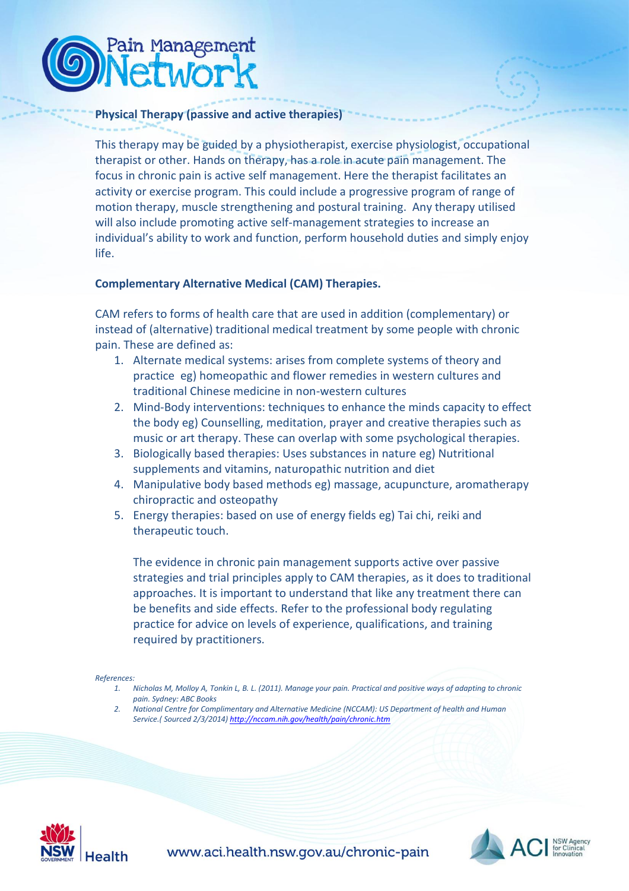## Physical Therapy (passive and active therapies)

This therapy may be guided by a physiotherapist, exercise physiologist, occupational therapist or other. Hands on therapy, has a role in acute pain management. The focus in chronic pain is active self management. Here the therapist facilitates an activity or exercise program. This could include a progressive program of range of motion therapy, muscle strengthening and postural training. Any therapy utilised will also include promoting active self-management strategies to increase an individual's ability to work and function, perform household duties and simply enjoy life.

## Complementary Alternative Medical (CAM) Therapies.

CAM refers to forms of health care that are used in addition (complementary) or instead of (alternative) traditional medical treatment by some people with chronic pain. These are defined as:

1. Alternate medical systems: arises from complete systems of theory and practice eg) homeopathic and flower remedies in western cultures and traditional Chinese medicine in non-western cultures
2. Mind-Body interventions: techniques to enhance the minds capacity to effect the body eg) Counselling, meditation, prayer and creative therapies such as music or art therapy. These can overlap with some psychological therapies.
3. Biologically based therapies: Uses substances in nature eg) Nutritional supplements and vitamins, naturopathic nutrition and diet
4. Manipulative body based methods eg) massage, acupuncture, aromatherapy chiropractic and osteopathy
5. Energy therapies: based on use of energy fields eg) Tai chi, reiki and therapeutic touch.

The evidence in chronic pain management supports active over passive strategies and trial principles apply to CAM therapies, as it does to traditional approaches. It is important to understand that like any treatment there can be benefits and side effects. Refer to the professional body regulating practice for advice on levels of experience, qualifications, and training required by practitioners.

*References:*

1. *Nicholas M, Molloy A, Tonkin L, B. L. (2011). Manage your pain. Practical and positive ways of adapting to chronic pain. Sydney: ABC Books*
2. *National Centre for Complimentary and Alternative Medicine (NCCAM): US Department of health and Human Service.( Sourced 2/3/2014) http://nccam.nih.gov/health/pain/chronic.htm*